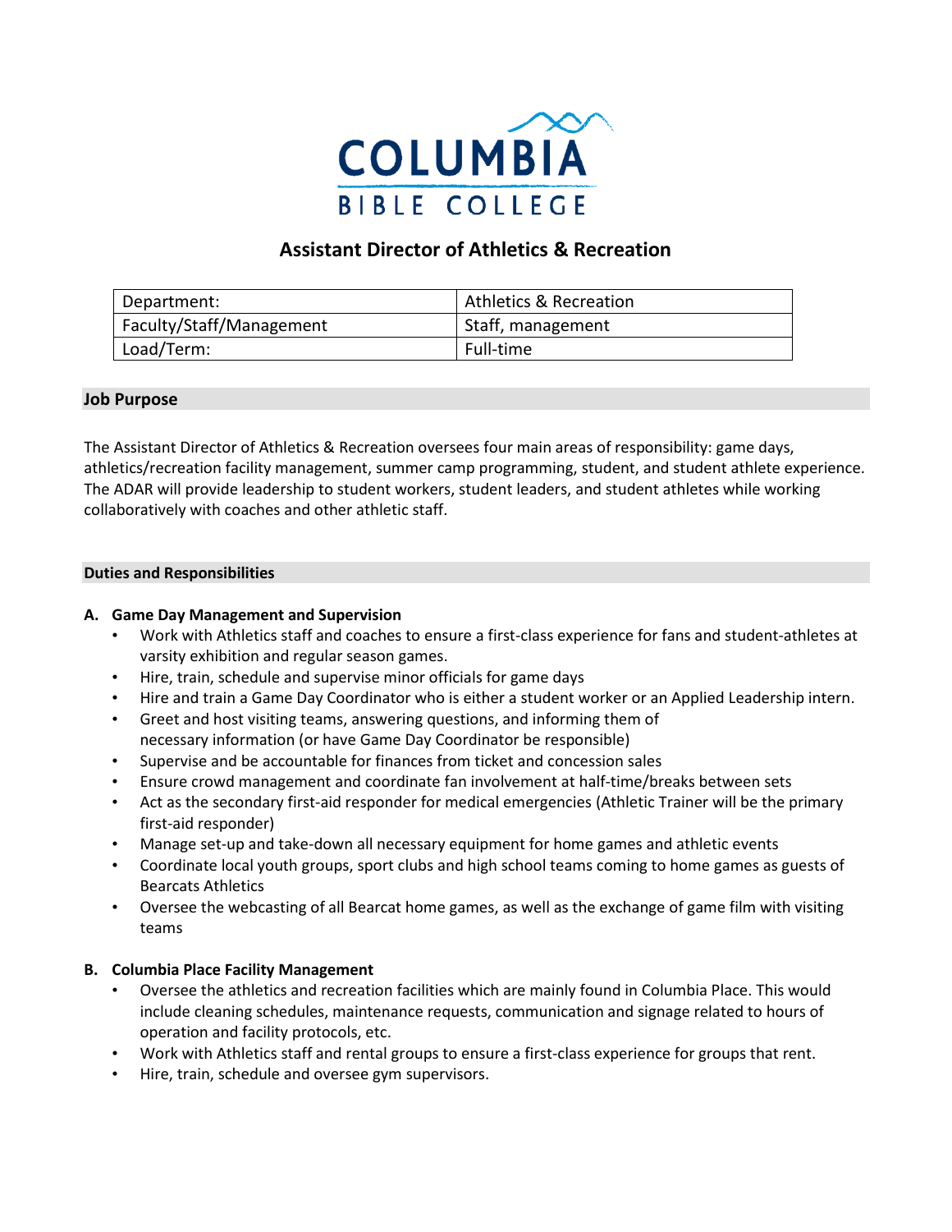COLUMBIA
BIBLE COLLEGE

# Assistant Director of Athletics & Recreation

| Department: | Athletics & Recreation |
|---|---|
| Faculty/Staff/Management | Staff, management |
| Load/Term: | Full-time |

## Job Purpose

The Assistant Director of Athletics & Recreation oversees four main areas of responsibility: game days, athletics/recreation facility management, summer camp programming, student, and student athlete experience. The ADAR will provide leadership to student workers, student leaders, and student athletes while working collaboratively with coaches and other athletic staff.

## Duties and Responsibilities

### A. Game Day Management and Supervision

- Work with Athletics staff and coaches to ensure a first-class experience for fans and student-athletes at varsity exhibition and regular season games.
- Hire, train, schedule and supervise minor officials for game days
- Hire and train a Game Day Coordinator who is either a student worker or an Applied Leadership intern.
- Greet and host visiting teams, answering questions, and informing them of necessary information (or have Game Day Coordinator be responsible)
- Supervise and be accountable for finances from ticket and concession sales
- Ensure crowd management and coordinate fan involvement at half-time/breaks between sets
- Act as the secondary first-aid responder for medical emergencies (Athletic Trainer will be the primary first-aid responder)
- Manage set-up and take-down all necessary equipment for home games and athletic events
- Coordinate local youth groups, sport clubs and high school teams coming to home games as guests of Bearcats Athletics
- Oversee the webcasting of all Bearcat home games, as well as the exchange of game film with visiting teams

### B. Columbia Place Facility Management

- Oversee the athletics and recreation facilities which are mainly found in Columbia Place. This would include cleaning schedules, maintenance requests, communication and signage related to hours of operation and facility protocols, etc.
- Work with Athletics staff and rental groups to ensure a first-class experience for groups that rent.
- Hire, train, schedule and oversee gym supervisors.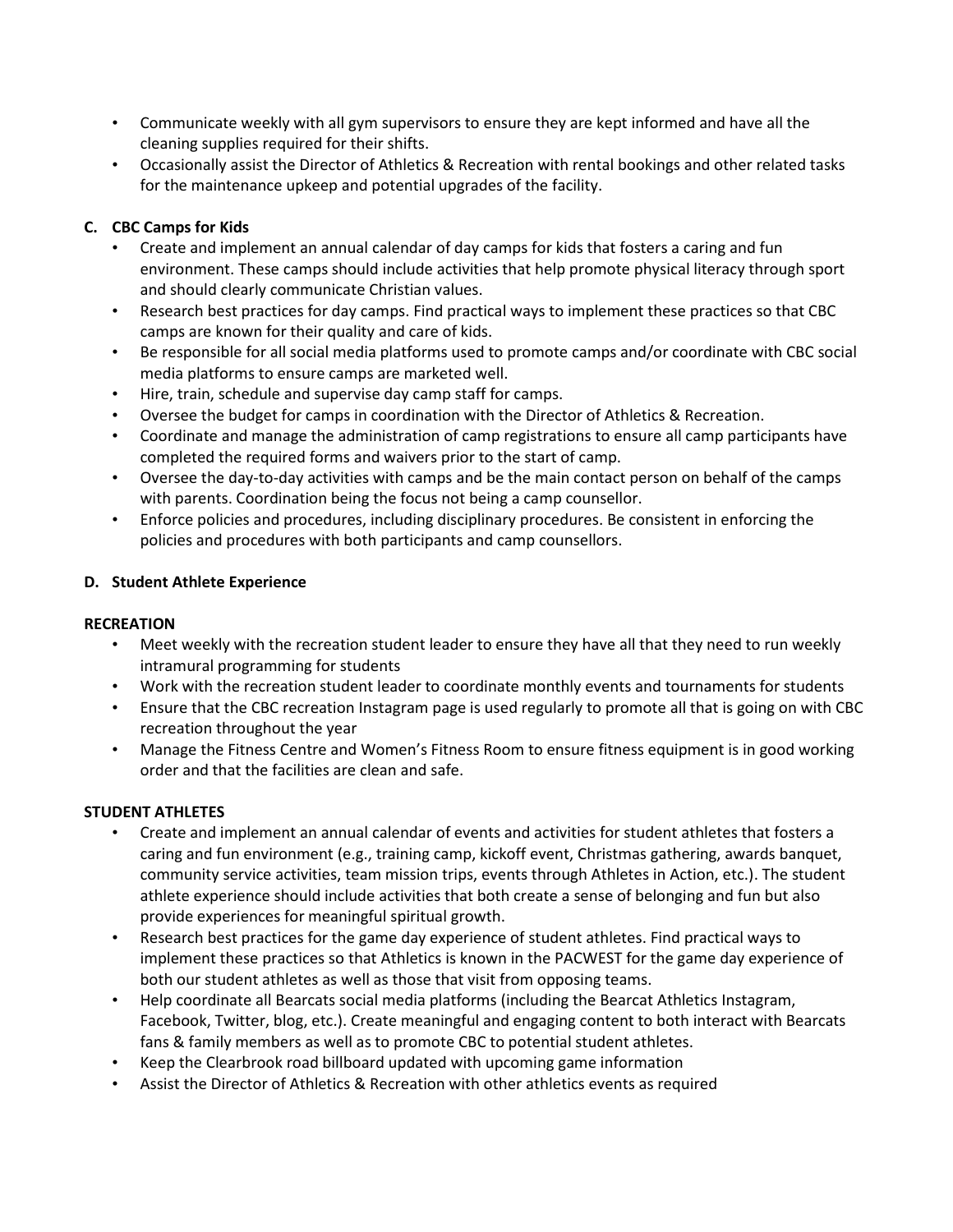- Communicate weekly with all gym supervisors to ensure they are kept informed and have all the cleaning supplies required for their shifts.
- Occasionally assist the Director of Athletics & Recreation with rental bookings and other related tasks for the maintenance upkeep and potential upgrades of the facility.

### C. CBC Camps for Kids

- Create and implement an annual calendar of day camps for kids that fosters a caring and fun environment. These camps should include activities that help promote physical literacy through sport and should clearly communicate Christian values.
- Research best practices for day camps. Find practical ways to implement these practices so that CBC camps are known for their quality and care of kids.
- Be responsible for all social media platforms used to promote camps and/or coordinate with CBC social media platforms to ensure camps are marketed well.
- Hire, train, schedule and supervise day camp staff for camps.
- Oversee the budget for camps in coordination with the Director of Athletics & Recreation.
- Coordinate and manage the administration of camp registrations to ensure all camp participants have completed the required forms and waivers prior to the start of camp.
- Oversee the day-to-day activities with camps and be the main contact person on behalf of the camps with parents. Coordination being the focus not being a camp counsellor.
- Enforce policies and procedures, including disciplinary procedures. Be consistent in enforcing the policies and procedures with both participants and camp counsellors.

### D. Student Athlete Experience

**RECREATION**

- Meet weekly with the recreation student leader to ensure they have all that they need to run weekly intramural programming for students
- Work with the recreation student leader to coordinate monthly events and tournaments for students
- Ensure that the CBC recreation Instagram page is used regularly to promote all that is going on with CBC recreation throughout the year
- Manage the Fitness Centre and Women's Fitness Room to ensure fitness equipment is in good working order and that the facilities are clean and safe.

**STUDENT ATHLETES**

- Create and implement an annual calendar of events and activities for student athletes that fosters a caring and fun environment (e.g., training camp, kickoff event, Christmas gathering, awards banquet, community service activities, team mission trips, events through Athletes in Action, etc.). The student athlete experience should include activities that both create a sense of belonging and fun but also provide experiences for meaningful spiritual growth.
- Research best practices for the game day experience of student athletes. Find practical ways to implement these practices so that Athletics is known in the PACWEST for the game day experience of both our student athletes as well as those that visit from opposing teams.
- Help coordinate all Bearcats social media platforms (including the Bearcat Athletics Instagram, Facebook, Twitter, blog, etc.). Create meaningful and engaging content to both interact with Bearcats fans & family members as well as to promote CBC to potential student athletes.
- Keep the Clearbrook road billboard updated with upcoming game information
- Assist the Director of Athletics & Recreation with other athletics events as required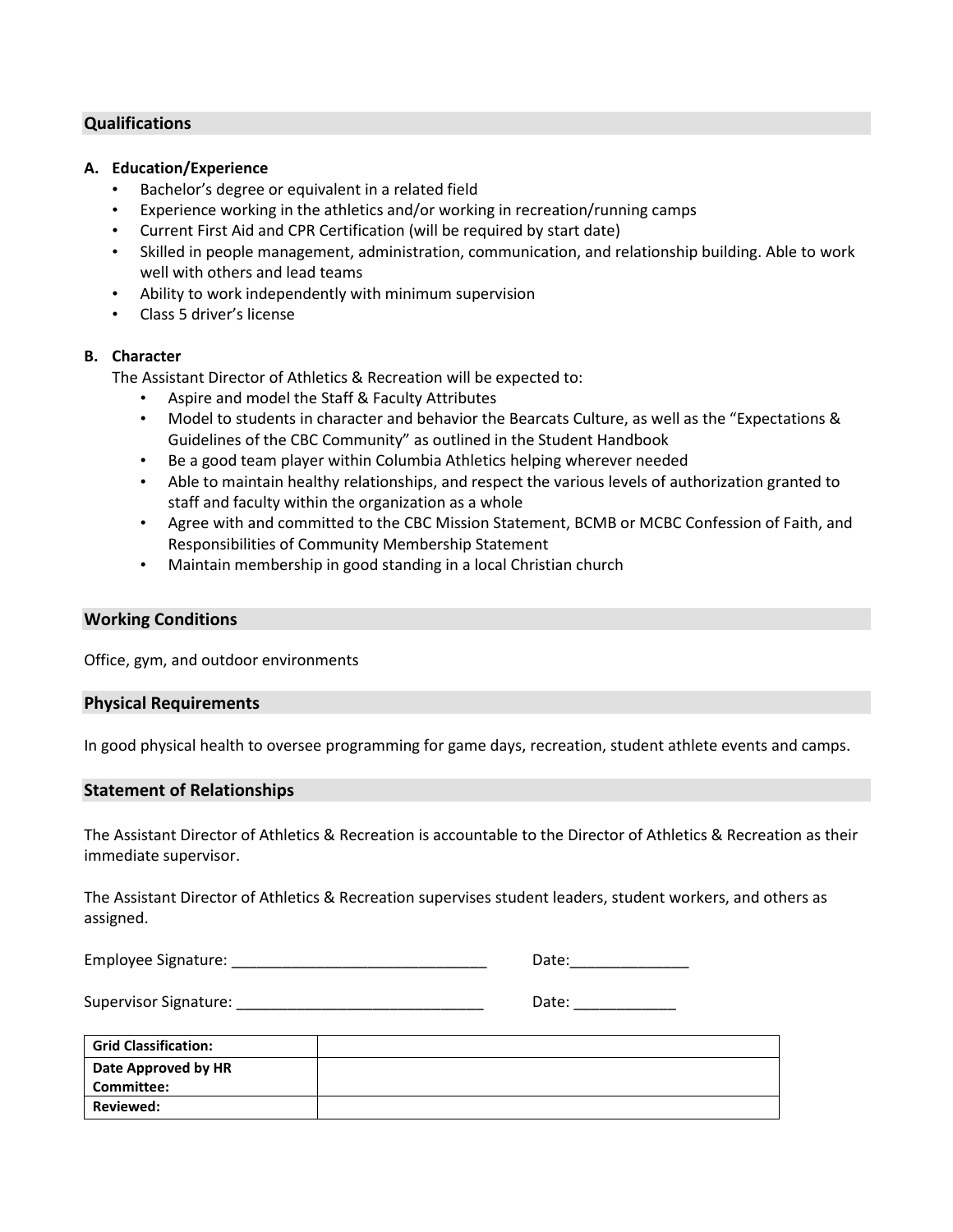## Qualifications

### A. Education/Experience

- Bachelor's degree or equivalent in a related field
- Experience working in the athletics and/or working in recreation/running camps
- Current First Aid and CPR Certification (will be required by start date)
- Skilled in people management, administration, communication, and relationship building. Able to work well with others and lead teams
- Ability to work independently with minimum supervision
- Class 5 driver's license

### B. Character

The Assistant Director of Athletics & Recreation will be expected to:

- Aspire and model the Staff & Faculty Attributes
- Model to students in character and behavior the Bearcats Culture, as well as the "Expectations & Guidelines of the CBC Community" as outlined in the Student Handbook
- Be a good team player within Columbia Athletics helping wherever needed
- Able to maintain healthy relationships, and respect the various levels of authorization granted to staff and faculty within the organization as a whole
- Agree with and committed to the CBC Mission Statement, BCMB or MCBC Confession of Faith, and Responsibilities of Community Membership Statement
- Maintain membership in good standing in a local Christian church

## Working Conditions

Office, gym, and outdoor environments

## Physical Requirements

In good physical health to oversee programming for game days, recreation, student athlete events and camps.

## Statement of Relationships

The Assistant Director of Athletics & Recreation is accountable to the Director of Athletics & Recreation as their immediate supervisor.

The Assistant Director of Athletics & Recreation supervises student leaders, student workers, and others as assigned.

Employee Signature: ______________________________ Date:______________

Supervisor Signature: _____________________________ Date: ____________

| | |
|---|---|
| **Grid Classification:** | |
| **Date Approved by HR Committee:** | |
| **Reviewed:** | |